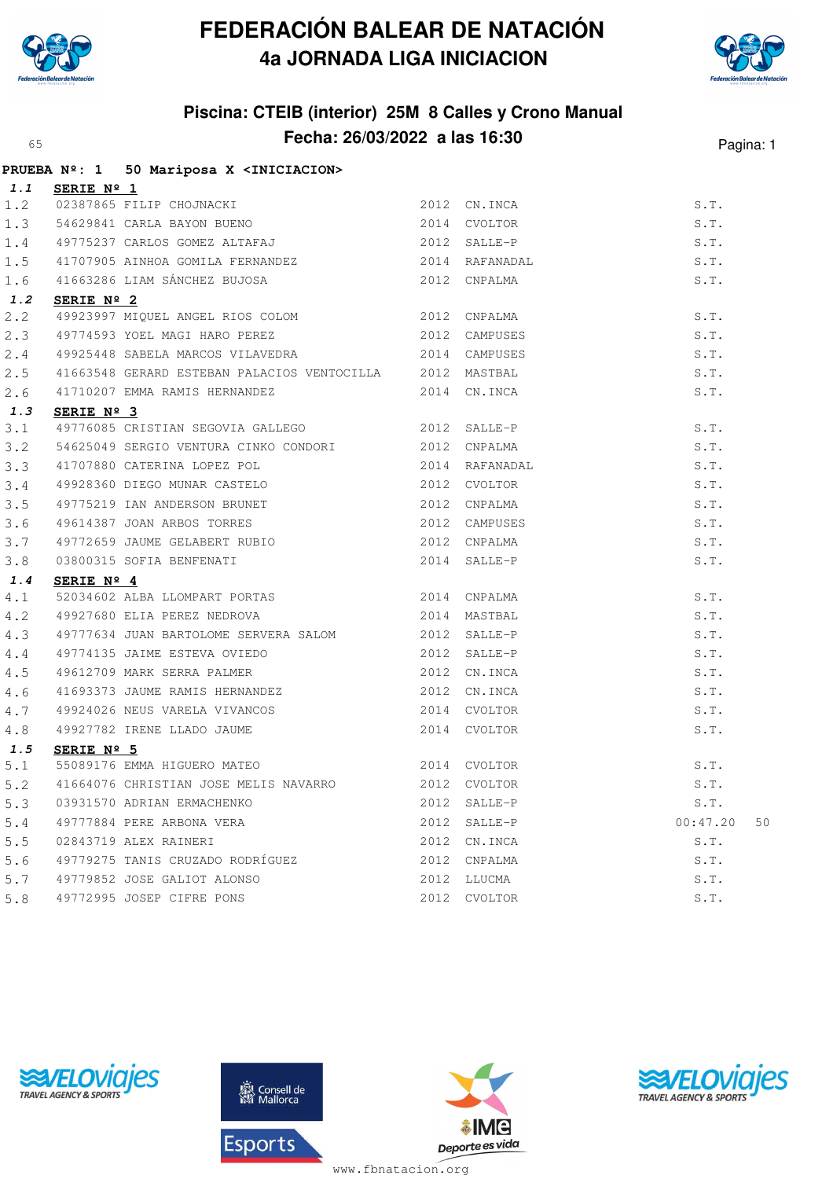# FEDERACIÓN BALEAR DE NATACIÓN

## 4a JORNADA LIGA INICIACION

### Piscina: CTEIB (interior) 25M 8 Calles y Crono Manual

### Fecha: 26/03/2022 a las 16:30

**PRUEBA Nº: 1 50 Mariposa X <INICIACION>**

**1.1 SERIE Nº 1**

| | | | | | |
|---|---|---|---|---|---|
| 1.2 | 02387865 FILIP CHOJNACKI | 2012 | CN.INCA | S.T. | |
| 1.3 | 54629841 CARLA BAYON BUENO | 2014 | CVOLTOR | S.T. | |
| 1.4 | 49775237 CARLOS GOMEZ ALTAFAJ | 2012 | SALLE-P | S.T. | |
| 1.5 | 41707905 AINHOA GOMILA FERNANDEZ | 2014 | RAFANADAL | S.T. | |
| 1.6 | 41663286 LIAM SÁNCHEZ BUJOSA | 2012 | CNPALMA | S.T. | |

**1.2 SERIE Nº 2**

| | | | | | |
|---|---|---|---|---|---|
| 2.2 | 49923997 MIQUEL ANGEL RIOS COLOM | 2012 | CNPALMA | S.T. | |
| 2.3 | 49774593 YOEL MAGI HARO PEREZ | 2012 | CAMPUSES | S.T. | |
| 2.4 | 49925448 SABELA MARCOS VILAVEDRA | 2014 | CAMPUSES | S.T. | |
| 2.5 | 41663548 GERARD ESTEBAN PALACIOS VENTOCILLA | 2012 | MASTBAL | S.T. | |
| 2.6 | 41710207 EMMA RAMIS HERNANDEZ | 2014 | CN.INCA | S.T. | |

**1.3 SERIE Nº 3**

| | | | | | |
|---|---|---|---|---|---|
| 3.1 | 49776085 CRISTIAN SEGOVIA GALLEGO | 2012 | SALLE-P | S.T. | |
| 3.2 | 54625049 SERGIO VENTURA CINKO CONDORI | 2012 | CNPALMA | S.T. | |
| 3.3 | 41707880 CATERINA LOPEZ POL | 2014 | RAFANADAL | S.T. | |
| 3.4 | 49928360 DIEGO MUNAR CASTELO | 2012 | CVOLTOR | S.T. | |
| 3.5 | 49775219 IAN ANDERSON BRUNET | 2012 | CNPALMA | S.T. | |
| 3.6 | 49614387 JOAN ARBOS TORRES | 2012 | CAMPUSES | S.T. | |
| 3.7 | 49772659 JAUME GELABERT RUBIO | 2012 | CNPALMA | S.T. | |
| 3.8 | 03800315 SOFIA BENFENATI | 2014 | SALLE-P | S.T. | |

**1.4 SERIE Nº 4**

| | | | | | |
|---|---|---|---|---|---|
| 4.1 | 52034602 ALBA LLOMPART PORTAS | 2014 | CNPALMA | S.T. | |
| 4.2 | 49927680 ELIA PEREZ NEDROVA | 2014 | MASTBAL | S.T. | |
| 4.3 | 49777634 JUAN BARTOLOME SERVERA SALOM | 2012 | SALLE-P | S.T. | |
| 4.4 | 49774135 JAIME ESTEVA OVIEDO | 2012 | SALLE-P | S.T. | |
| 4.5 | 49612709 MARK SERRA PALMER | 2012 | CN.INCA | S.T. | |
| 4.6 | 41693373 JAUME RAMIS HERNANDEZ | 2012 | CN.INCA | S.T. | |
| 4.7 | 49924026 NEUS VARELA VIVANCOS | 2014 | CVOLTOR | S.T. | |
| 4.8 | 49927782 IRENE LLADO JAUME | 2014 | CVOLTOR | S.T. | |

**1.5 SERIE Nº 5**

| | | | | | |
|---|---|---|---|---|---|
| 5.1 | 55089176 EMMA HIGUERO MATEO | 2014 | CVOLTOR | S.T. | |
| 5.2 | 41664076 CHRISTIAN JOSE MELIS NAVARRO | 2012 | CVOLTOR | S.T. | |
| 5.3 | 03931570 ADRIAN ERMACHENKO | 2012 | SALLE-P | S.T. | |
| 5.4 | 49777884 PERE ARBONA VERA | 2012 | SALLE-P | 00:47.20 | 50 |
| 5.5 | 02843719 ALEX RAINERI | 2012 | CN.INCA | S.T. | |
| 5.6 | 49779275 TANIS CRUZADO RODRÍGUEZ | 2012 | CNPALMA | S.T. | |
| 5.7 | 49779852 JOSE GALIOT ALONSO | 2012 | LLUCMA | S.T. | |
| 5.8 | 49772995 JOSEP CIFRE PONS | 2012 | CVOLTOR | S.T. | |

www.fbnatacion.org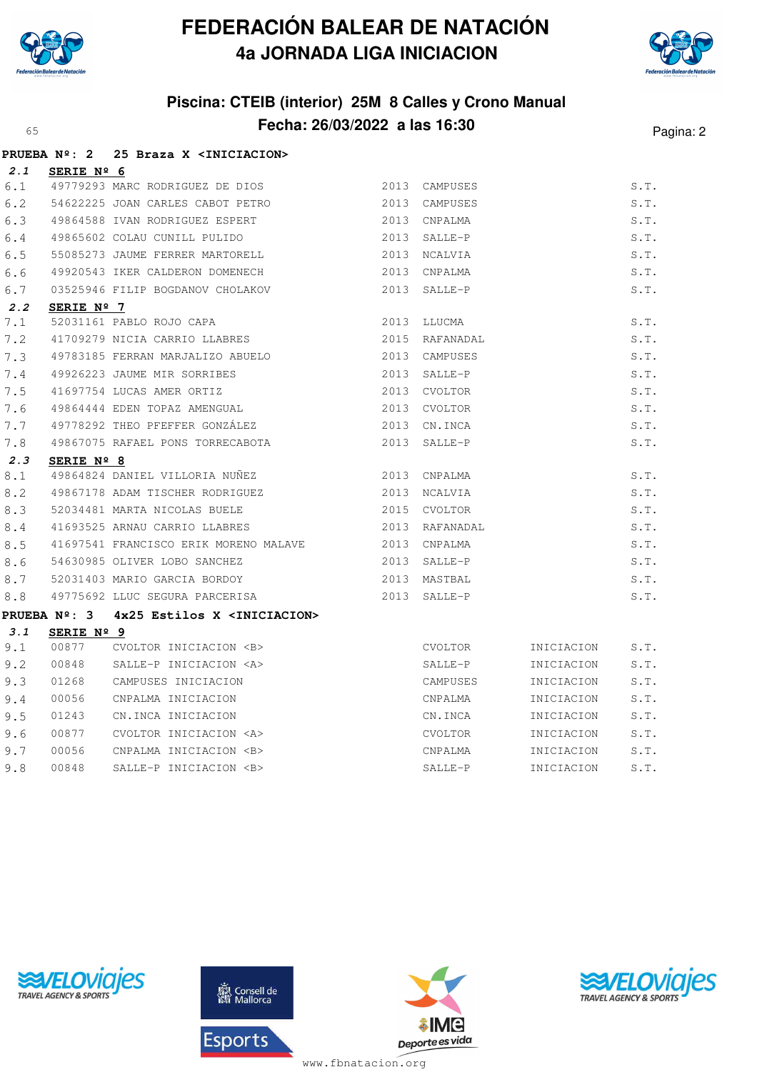# FEDERACIÓN BALEAR DE NATACIÓN
## 4a JORNADA LIGA INICIACION

### Piscina: CTEIB (interior) 25M 8 Calles y Crono Manual
### Fecha: 26/03/2022 a las 16:30

**PRUEBA Nº: 2 25 Braza X <INICIACION>**

**2.1 SERIE Nº 6**

| | | | | | |
|---|---|---|---|---|---|
| 6.1 | 49779293 | MARC RODRIGUEZ DE DIOS | 2013 | CAMPUSES | S.T. |
| 6.2 | 54622225 | JOAN CARLES CABOT PETRO | 2013 | CAMPUSES | S.T. |
| 6.3 | 49864588 | IVAN RODRIGUEZ ESPERT | 2013 | CNPALMA | S.T. |
| 6.4 | 49865602 | COLAU CUNILL PULIDO | 2013 | SALLE-P | S.T. |
| 6.5 | 55085273 | JAUME FERRER MARTORELL | 2013 | NCALVIA | S.T. |
| 6.6 | 49920543 | IKER CALDERON DOMENECH | 2013 | CNPALMA | S.T. |
| 6.7 | 03525946 | FILIP BOGDANOV CHOLAKOV | 2013 | SALLE-P | S.T. |

**2.2 SERIE Nº 7**

| | | | | | |
|---|---|---|---|---|---|
| 7.1 | 52031161 | PABLO ROJO CAPA | 2013 | LLUCMA | S.T. |
| 7.2 | 41709279 | NICIA CARRIO LLABRES | 2015 | RAFANADAL | S.T. |
| 7.3 | 49783185 | FERRAN MARJALIZO ABUELO | 2013 | CAMPUSES | S.T. |
| 7.4 | 49926223 | JAUME MIR SORRIBES | 2013 | SALLE-P | S.T. |
| 7.5 | 41697754 | LUCAS AMER ORTIZ | 2013 | CVOLTOR | S.T. |
| 7.6 | 49864444 | EDEN TOPAZ AMENGUAL | 2013 | CVOLTOR | S.T. |
| 7.7 | 49778292 | THEO PFEFFER GONZÁLEZ | 2013 | CN.INCA | S.T. |
| 7.8 | 49867075 | RAFAEL PONS TORRECABOTA | 2013 | SALLE-P | S.T. |

**2.3 SERIE Nº 8**

| | | | | | |
|---|---|---|---|---|---|
| 8.1 | 49864824 | DANIEL VILLORIA NUÑEZ | 2013 | CNPALMA | S.T. |
| 8.2 | 49867178 | ADAM TISCHER RODRIGUEZ | 2013 | NCALVIA | S.T. |
| 8.3 | 52034481 | MARTA NICOLAS BUELE | 2015 | CVOLTOR | S.T. |
| 8.4 | 41693525 | ARNAU CARRIO LLABRES | 2013 | RAFANADAL | S.T. |
| 8.5 | 41697541 | FRANCISCO ERIK MORENO MALAVE | 2013 | CNPALMA | S.T. |
| 8.6 | 54630985 | OLIVER LOBO SANCHEZ | 2013 | SALLE-P | S.T. |
| 8.7 | 52031403 | MARIO GARCIA BORDOY | 2013 | MASTBAL | S.T. |
| 8.8 | 49775692 | LLUC SEGURA PARCERISA | 2013 | SALLE-P | S.T. |

**PRUEBA Nº: 3 4x25 Estilos X <INICIACION>**

**3.1 SERIE Nº 9**

| | | | | | |
|---|---|---|---|---|---|
| 9.1 | 00877 | CVOLTOR INICIACION <B> | CVOLTOR | INICIACION | S.T. |
| 9.2 | 00848 | SALLE-P INICIACION <A> | SALLE-P | INICIACION | S.T. |
| 9.3 | 01268 | CAMPUSES INICIACION | CAMPUSES | INICIACION | S.T. |
| 9.4 | 00056 | CNPALMA INICIACION | CNPALMA | INICIACION | S.T. |
| 9.5 | 01243 | CN.INCA INICIACION | CN.INCA | INICIACION | S.T. |
| 9.6 | 00877 | CVOLTOR INICIACION <A> | CVOLTOR | INICIACION | S.T. |
| 9.7 | 00056 | CNPALMA INICIACION <B> | CNPALMA | INICIACION | S.T. |
| 9.8 | 00848 | SALLE-P INICIACION <B> | SALLE-P | INICIACION | S.T. |

www.fbnatacion.org